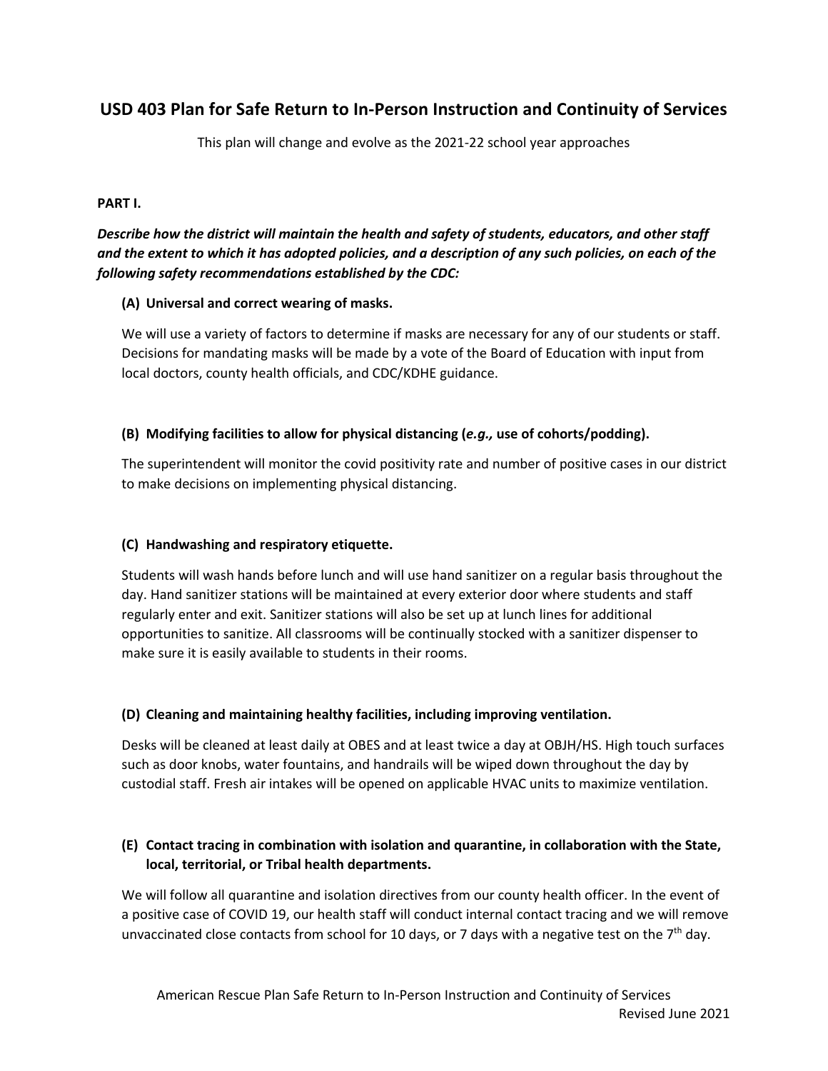# USD 403 Plan for Safe Return to In-Person Instruction and Continuity of Services

This plan will change and evolve as the 2021-22 school year approaches

**PART I.**

***Describe how the district will maintain the health and safety of students, educators, and other staff and the extent to which it has adopted policies, and a description of any such policies, on each of the following safety recommendations established by the CDC:***

**(A) Universal and correct wearing of masks.**

We will use a variety of factors to determine if masks are necessary for any of our students or staff. Decisions for mandating masks will be made by a vote of the Board of Education with input from local doctors, county health officials, and CDC/KDHE guidance.

**(B) Modifying facilities to allow for physical distancing (*e.g.,* use of cohorts/podding).**

The superintendent will monitor the covid positivity rate and number of positive cases in our district to make decisions on implementing physical distancing.

**(C) Handwashing and respiratory etiquette.**

Students will wash hands before lunch and will use hand sanitizer on a regular basis throughout the day. Hand sanitizer stations will be maintained at every exterior door where students and staff regularly enter and exit. Sanitizer stations will also be set up at lunch lines for additional opportunities to sanitize. All classrooms will be continually stocked with a sanitizer dispenser to make sure it is easily available to students in their rooms.

**(D) Cleaning and maintaining healthy facilities, including improving ventilation.**

Desks will be cleaned at least daily at OBES and at least twice a day at OBJH/HS. High touch surfaces such as door knobs, water fountains, and handrails will be wiped down throughout the day by custodial staff. Fresh air intakes will be opened on applicable HVAC units to maximize ventilation.

**(E) Contact tracing in combination with isolation and quarantine, in collaboration with the State, local, territorial, or Tribal health departments.**

We will follow all quarantine and isolation directives from our county health officer. In the event of a positive case of COVID 19, our health staff will conduct internal contact tracing and we will remove unvaccinated close contacts from school for 10 days, or 7 days with a negative test on the 7th day.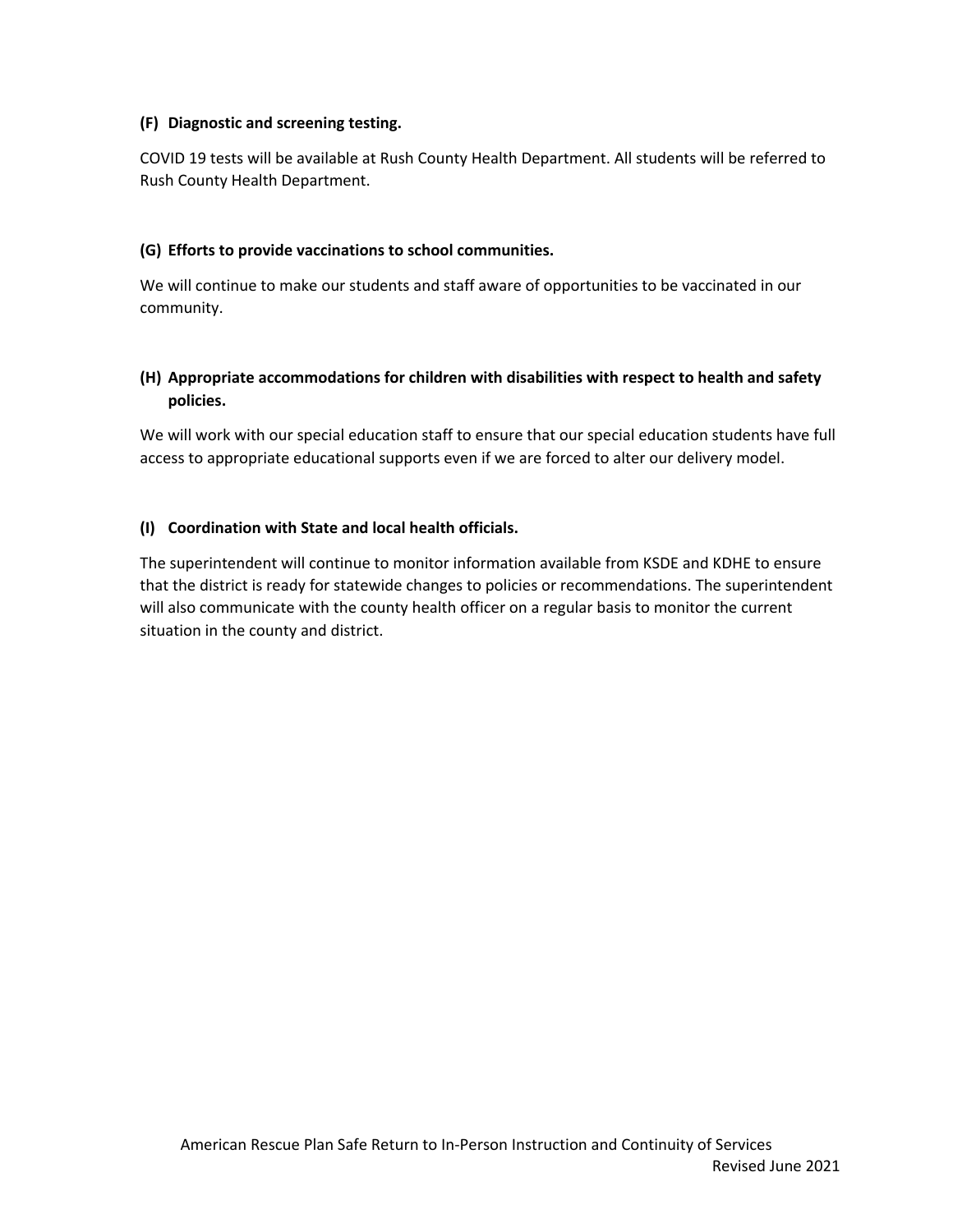**(F) Diagnostic and screening testing.**

COVID 19 tests will be available at Rush County Health Department. All students will be referred to Rush County Health Department.

**(G) Efforts to provide vaccinations to school communities.**

We will continue to make our students and staff aware of opportunities to be vaccinated in our community.

**(H) Appropriate accommodations for children with disabilities with respect to health and safety policies.**

We will work with our special education staff to ensure that our special education students have full access to appropriate educational supports even if we are forced to alter our delivery model.

**(I) Coordination with State and local health officials.**

The superintendent will continue to monitor information available from KSDE and KDHE to ensure that the district is ready for statewide changes to policies or recommendations. The superintendent will also communicate with the county health officer on a regular basis to monitor the current situation in the county and district.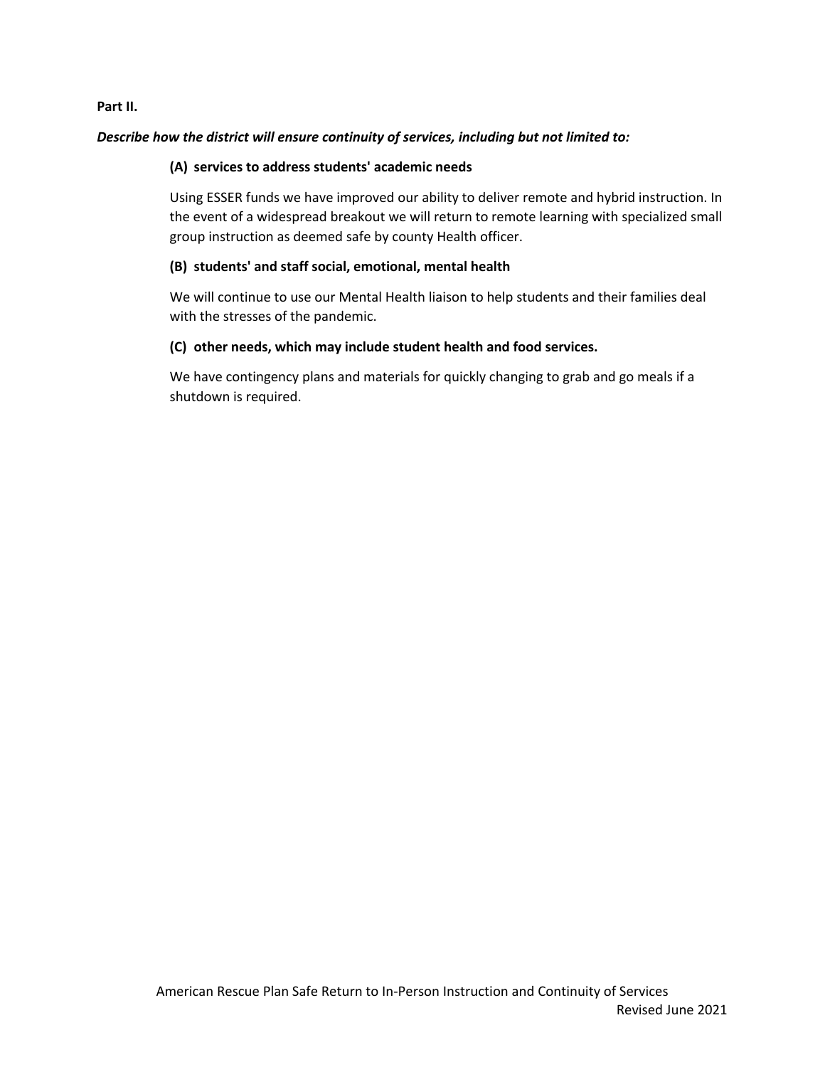**Part II.**

***Describe how the district will ensure continuity of services, including but not limited to:***

**(A) services to address students' academic needs**

Using ESSER funds we have improved our ability to deliver remote and hybrid instruction. In the event of a widespread breakout we will return to remote learning with specialized small group instruction as deemed safe by county Health officer.

**(B) students' and staff social, emotional, mental health**

We will continue to use our Mental Health liaison to help students and their families deal with the stresses of the pandemic.

**(C) other needs, which may include student health and food services.**

We have contingency plans and materials for quickly changing to grab and go meals if a shutdown is required.